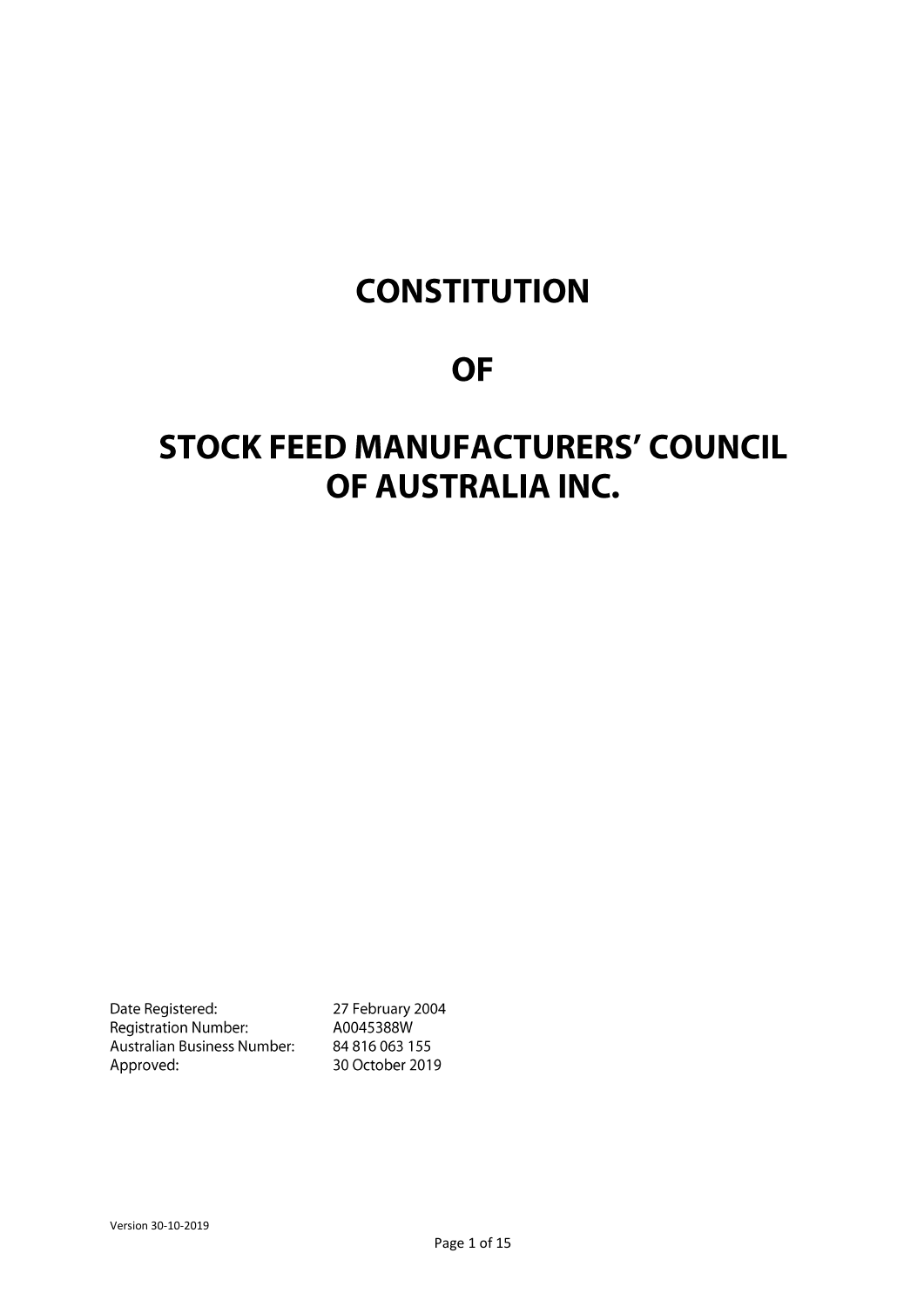# CONSTITUTION

# OF

# STOCK FEED MANUFACTURERS' COUNCIL OF AUSTRALIA INC.

| | |
|---|---|
| Date Registered: | 27 February 2004 |
| Registration Number: | A0045388W |
| Australian Business Number: | 84 816 063 155 |
| Approved: | 30 October 2019 |

Version 30-10-2019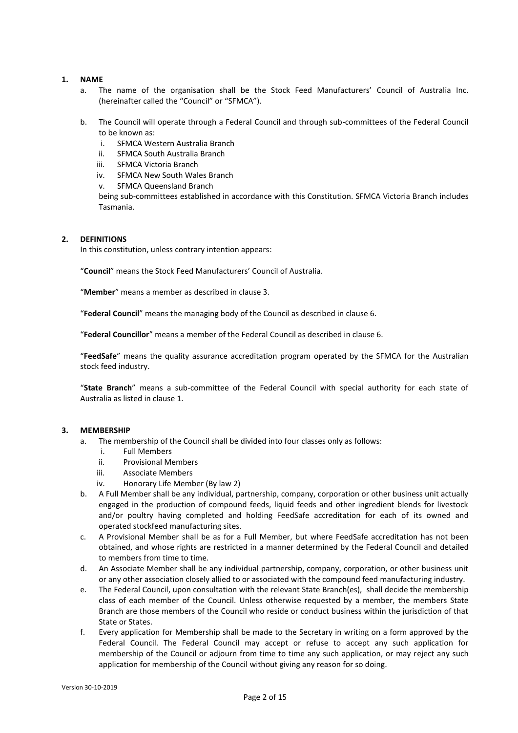## 1. NAME

a. The name of the organisation shall be the Stock Feed Manufacturers' Council of Australia Inc. (hereinafter called the "Council" or "SFMCA").

b. The Council will operate through a Federal Council and through sub-committees of the Federal Council to be known as:
   i. SFMCA Western Australia Branch
   ii. SFMCA South Australia Branch
   iii. SFMCA Victoria Branch
   iv. SFMCA New South Wales Branch
   v. SFMCA Queensland Branch

   being sub-committees established in accordance with this Constitution. SFMCA Victoria Branch includes Tasmania.

## 2. DEFINITIONS

In this constitution, unless contrary intention appears:

"**Council**" means the Stock Feed Manufacturers' Council of Australia.

"**Member**" means a member as described in clause 3.

"**Federal Council**" means the managing body of the Council as described in clause 6.

"**Federal Councillor**" means a member of the Federal Council as described in clause 6.

"**FeedSafe**" means the quality assurance accreditation program operated by the SFMCA for the Australian stock feed industry.

"**State Branch**" means a sub-committee of the Federal Council with special authority for each state of Australia as listed in clause 1.

## 3. MEMBERSHIP

a. The membership of the Council shall be divided into four classes only as follows:
   i. Full Members
   ii. Provisional Members
   iii. Associate Members
   iv. Honorary Life Member (By law 2)

b. A Full Member shall be any individual, partnership, company, corporation or other business unit actually engaged in the production of compound feeds, liquid feeds and other ingredient blends for livestock and/or poultry having completed and holding FeedSafe accreditation for each of its owned and operated stockfeed manufacturing sites.

c. A Provisional Member shall be as for a Full Member, but where FeedSafe accreditation has not been obtained, and whose rights are restricted in a manner determined by the Federal Council and detailed to members from time to time.

d. An Associate Member shall be any individual partnership, company, corporation, or other business unit or any other association closely allied to or associated with the compound feed manufacturing industry.

e. The Federal Council, upon consultation with the relevant State Branch(es), shall decide the membership class of each member of the Council. Unless otherwise requested by a member, the members State Branch are those members of the Council who reside or conduct business within the jurisdiction of that State or States.

f. Every application for Membership shall be made to the Secretary in writing on a form approved by the Federal Council. The Federal Council may accept or refuse to accept any such application for membership of the Council or adjourn from time to time any such application, or may reject any such application for membership of the Council without giving any reason for so doing.

Version 30-10-2019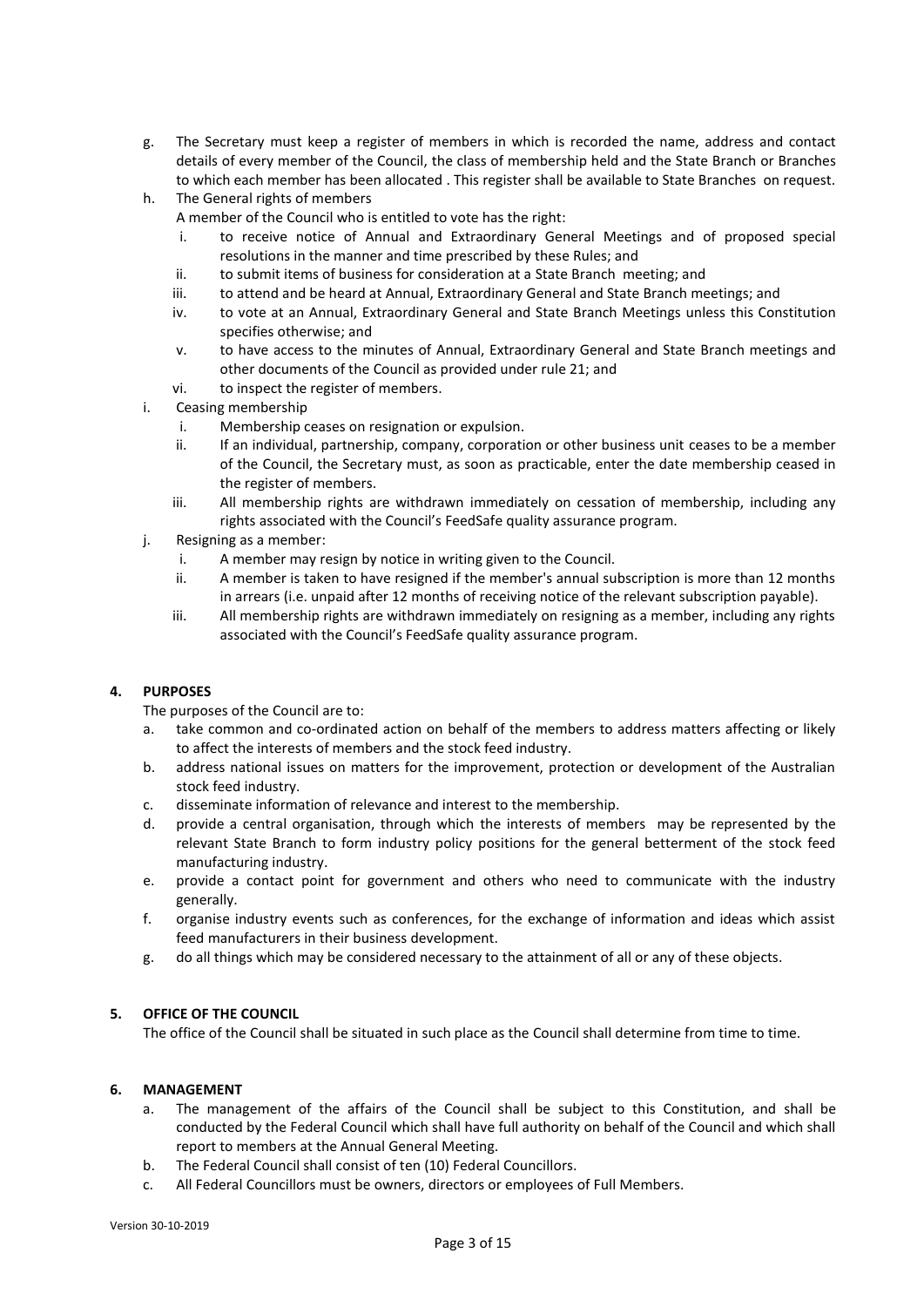g. The Secretary must keep a register of members in which is recorded the name, address and contact details of every member of the Council, the class of membership held and the State Branch or Branches to which each member has been allocated . This register shall be available to State Branches on request.

h. The General rights of members

   A member of the Council who is entitled to vote has the right:

   i. to receive notice of Annual and Extraordinary General Meetings and of proposed special resolutions in the manner and time prescribed by these Rules; and
   ii. to submit items of business for consideration at a State Branch meeting; and
   iii. to attend and be heard at Annual, Extraordinary General and State Branch meetings; and
   iv. to vote at an Annual, Extraordinary General and State Branch Meetings unless this Constitution specifies otherwise; and
   v. to have access to the minutes of Annual, Extraordinary General and State Branch meetings and other documents of the Council as provided under rule 21; and
   vi. to inspect the register of members.

i. Ceasing membership

   i. Membership ceases on resignation or expulsion.
   ii. If an individual, partnership, company, corporation or other business unit ceases to be a member of the Council, the Secretary must, as soon as practicable, enter the date membership ceased in the register of members.
   iii. All membership rights are withdrawn immediately on cessation of membership, including any rights associated with the Council's FeedSafe quality assurance program.

j. Resigning as a member:

   i. A member may resign by notice in writing given to the Council.
   ii. A member is taken to have resigned if the member's annual subscription is more than 12 months in arrears (i.e. unpaid after 12 months of receiving notice of the relevant subscription payable).
   iii. All membership rights are withdrawn immediately on resigning as a member, including any rights associated with the Council's FeedSafe quality assurance program.

## 4. PURPOSES

The purposes of the Council are to:

a. take common and co-ordinated action on behalf of the members to address matters affecting or likely to affect the interests of members and the stock feed industry.
b. address national issues on matters for the improvement, protection or development of the Australian stock feed industry.
c. disseminate information of relevance and interest to the membership.
d. provide a central organisation, through which the interests of members may be represented by the relevant State Branch to form industry policy positions for the general betterment of the stock feed manufacturing industry.
e. provide a contact point for government and others who need to communicate with the industry generally.
f. organise industry events such as conferences, for the exchange of information and ideas which assist feed manufacturers in their business development.
g. do all things which may be considered necessary to the attainment of all or any of these objects.

## 5. OFFICE OF THE COUNCIL

The office of the Council shall be situated in such place as the Council shall determine from time to time.

## 6. MANAGEMENT

a. The management of the affairs of the Council shall be subject to this Constitution, and shall be conducted by the Federal Council which shall have full authority on behalf of the Council and which shall report to members at the Annual General Meeting.
b. The Federal Council shall consist of ten (10) Federal Councillors.
c. All Federal Councillors must be owners, directors or employees of Full Members.

Version 30-10-2019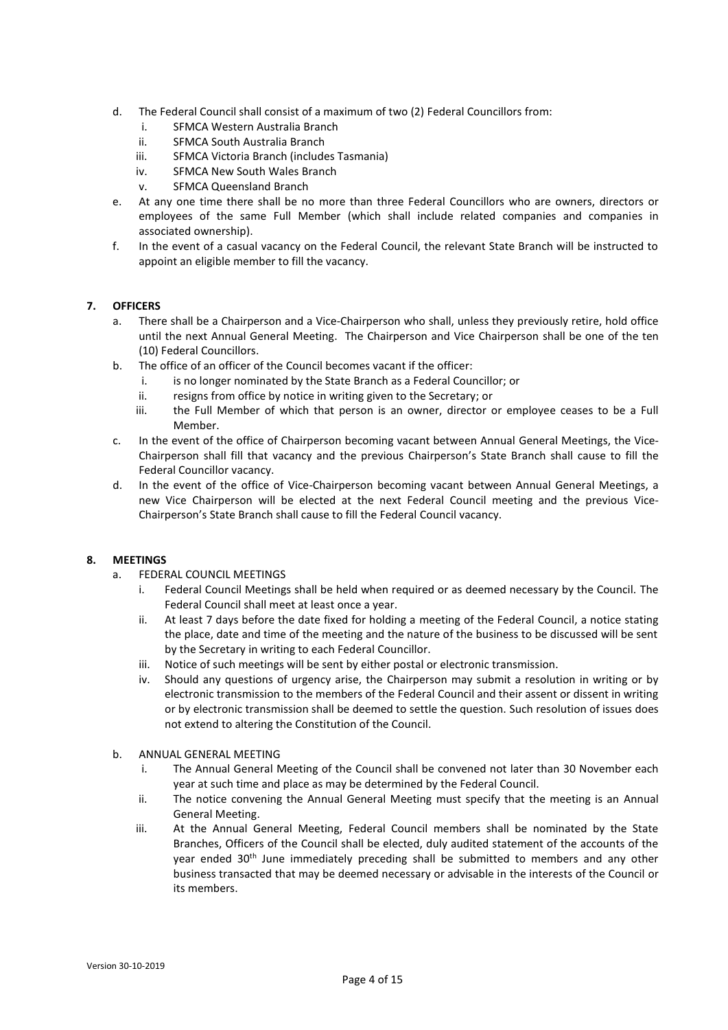d. The Federal Council shall consist of a maximum of two (2) Federal Councillors from:
   i. SFMCA Western Australia Branch
   ii. SFMCA South Australia Branch
   iii. SFMCA Victoria Branch (includes Tasmania)
   iv. SFMCA New South Wales Branch
   v. SFMCA Queensland Branch
e. At any one time there shall be no more than three Federal Councillors who are owners, directors or employees of the same Full Member (which shall include related companies and companies in associated ownership).
f. In the event of a casual vacancy on the Federal Council, the relevant State Branch will be instructed to appoint an eligible member to fill the vacancy.

**7. OFFICERS**

a. There shall be a Chairperson and a Vice-Chairperson who shall, unless they previously retire, hold office until the next Annual General Meeting. The Chairperson and Vice Chairperson shall be one of the ten (10) Federal Councillors.
b. The office of an officer of the Council becomes vacant if the officer:
   i. is no longer nominated by the State Branch as a Federal Councillor; or
   ii. resigns from office by notice in writing given to the Secretary; or
   iii. the Full Member of which that person is an owner, director or employee ceases to be a Full Member.
c. In the event of the office of Chairperson becoming vacant between Annual General Meetings, the Vice-Chairperson shall fill that vacancy and the previous Chairperson's State Branch shall cause to fill the Federal Councillor vacancy.
d. In the event of the office of Vice-Chairperson becoming vacant between Annual General Meetings, a new Vice Chairperson will be elected at the next Federal Council meeting and the previous Vice-Chairperson's State Branch shall cause to fill the Federal Council vacancy.

**8. MEETINGS**

a. FEDERAL COUNCIL MEETINGS
   i. Federal Council Meetings shall be held when required or as deemed necessary by the Council. The Federal Council shall meet at least once a year.
   ii. At least 7 days before the date fixed for holding a meeting of the Federal Council, a notice stating the place, date and time of the meeting and the nature of the business to be discussed will be sent by the Secretary in writing to each Federal Councillor.
   iii. Notice of such meetings will be sent by either postal or electronic transmission.
   iv. Should any questions of urgency arise, the Chairperson may submit a resolution in writing or by electronic transmission to the members of the Federal Council and their assent or dissent in writing or by electronic transmission shall be deemed to settle the question. Such resolution of issues does not extend to altering the Constitution of the Council.

b. ANNUAL GENERAL MEETING
   i. The Annual General Meeting of the Council shall be convened not later than 30 November each year at such time and place as may be determined by the Federal Council.
   ii. The notice convening the Annual General Meeting must specify that the meeting is an Annual General Meeting.
   iii. At the Annual General Meeting, Federal Council members shall be nominated by the State Branches, Officers of the Council shall be elected, duly audited statement of the accounts of the year ended 30th June immediately preceding shall be submitted to members and any other business transacted that may be deemed necessary or advisable in the interests of the Council or its members.

Version 30-10-2019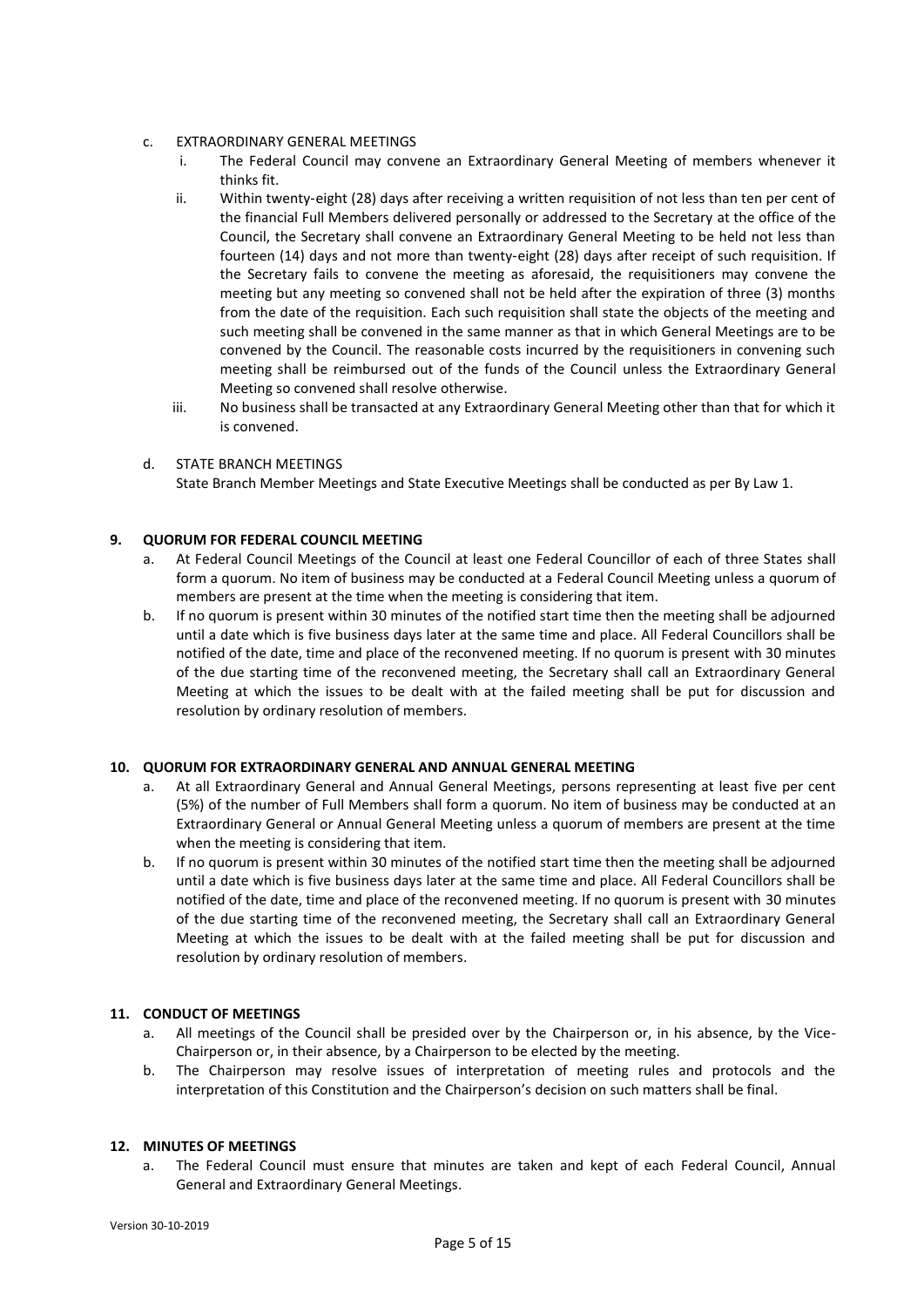c. EXTRAORDINARY GENERAL MEETINGS
   i. The Federal Council may convene an Extraordinary General Meeting of members whenever it thinks fit.
   ii. Within twenty-eight (28) days after receiving a written requisition of not less than ten per cent of the financial Full Members delivered personally or addressed to the Secretary at the office of the Council, the Secretary shall convene an Extraordinary General Meeting to be held not less than fourteen (14) days and not more than twenty-eight (28) days after receipt of such requisition. If the Secretary fails to convene the meeting as aforesaid, the requisitioners may convene the meeting but any meeting so convened shall not be held after the expiration of three (3) months from the date of the requisition. Each such requisition shall state the objects of the meeting and such meeting shall be convened in the same manner as that in which General Meetings are to be convened by the Council. The reasonable costs incurred by the requisitioners in convening such meeting shall be reimbursed out of the funds of the Council unless the Extraordinary General Meeting so convened shall resolve otherwise.
   iii. No business shall be transacted at any Extraordinary General Meeting other than that for which it is convened.

d. STATE BRANCH MEETINGS
   State Branch Member Meetings and State Executive Meetings shall be conducted as per By Law 1.

## 9. QUORUM FOR FEDERAL COUNCIL MEETING

a. At Federal Council Meetings of the Council at least one Federal Councillor of each of three States shall form a quorum. No item of business may be conducted at a Federal Council Meeting unless a quorum of members are present at the time when the meeting is considering that item.

b. If no quorum is present within 30 minutes of the notified start time then the meeting shall be adjourned until a date which is five business days later at the same time and place. All Federal Councillors shall be notified of the date, time and place of the reconvened meeting. If no quorum is present with 30 minutes of the due starting time of the reconvened meeting, the Secretary shall call an Extraordinary General Meeting at which the issues to be dealt with at the failed meeting shall be put for discussion and resolution by ordinary resolution of members.

## 10. QUORUM FOR EXTRAORDINARY GENERAL AND ANNUAL GENERAL MEETING

a. At all Extraordinary General and Annual General Meetings, persons representing at least five per cent (5%) of the number of Full Members shall form a quorum. No item of business may be conducted at an Extraordinary General or Annual General Meeting unless a quorum of members are present at the time when the meeting is considering that item.

b. If no quorum is present within 30 minutes of the notified start time then the meeting shall be adjourned until a date which is five business days later at the same time and place. All Federal Councillors shall be notified of the date, time and place of the reconvened meeting. If no quorum is present with 30 minutes of the due starting time of the reconvened meeting, the Secretary shall call an Extraordinary General Meeting at which the issues to be dealt with at the failed meeting shall be put for discussion and resolution by ordinary resolution of members.

## 11. CONDUCT OF MEETINGS

a. All meetings of the Council shall be presided over by the Chairperson or, in his absence, by the Vice-Chairperson or, in their absence, by a Chairperson to be elected by the meeting.

b. The Chairperson may resolve issues of interpretation of meeting rules and protocols and the interpretation of this Constitution and the Chairperson's decision on such matters shall be final.

## 12. MINUTES OF MEETINGS

a. The Federal Council must ensure that minutes are taken and kept of each Federal Council, Annual General and Extraordinary General Meetings.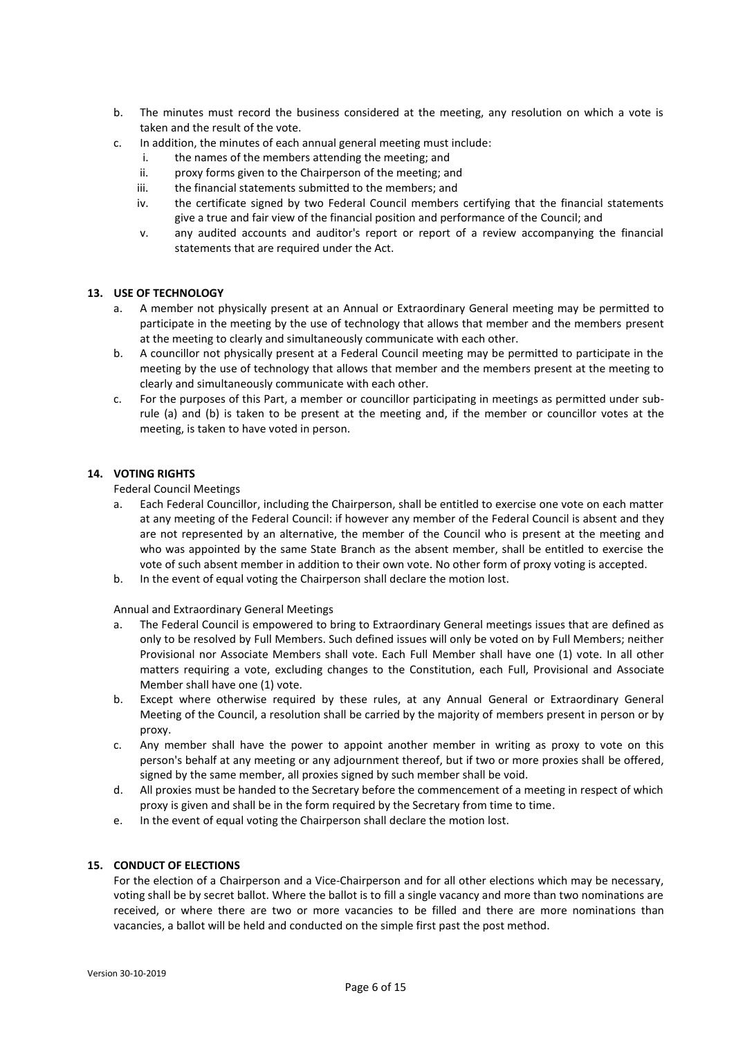b. The minutes must record the business considered at the meeting, any resolution on which a vote is taken and the result of the vote.

c. In addition, the minutes of each annual general meeting must include:
   i. the names of the members attending the meeting; and
   ii. proxy forms given to the Chairperson of the meeting; and
   iii. the financial statements submitted to the members; and
   iv. the certificate signed by two Federal Council members certifying that the financial statements give a true and fair view of the financial position and performance of the Council; and
   v. any audited accounts and auditor's report or report of a review accompanying the financial statements that are required under the Act.

## 13. USE OF TECHNOLOGY

a. A member not physically present at an Annual or Extraordinary General meeting may be permitted to participate in the meeting by the use of technology that allows that member and the members present at the meeting to clearly and simultaneously communicate with each other.

b. A councillor not physically present at a Federal Council meeting may be permitted to participate in the meeting by the use of technology that allows that member and the members present at the meeting to clearly and simultaneously communicate with each other.

c. For the purposes of this Part, a member or councillor participating in meetings as permitted under sub-rule (a) and (b) is taken to be present at the meeting and, if the member or councillor votes at the meeting, is taken to have voted in person.

## 14. VOTING RIGHTS

Federal Council Meetings

a. Each Federal Councillor, including the Chairperson, shall be entitled to exercise one vote on each matter at any meeting of the Federal Council: if however any member of the Federal Council is absent and they are not represented by an alternative, the member of the Council who is present at the meeting and who was appointed by the same State Branch as the absent member, shall be entitled to exercise the vote of such absent member in addition to their own vote. No other form of proxy voting is accepted.

b. In the event of equal voting the Chairperson shall declare the motion lost.

Annual and Extraordinary General Meetings

a. The Federal Council is empowered to bring to Extraordinary General meetings issues that are defined as only to be resolved by Full Members. Such defined issues will only be voted on by Full Members; neither Provisional nor Associate Members shall vote. Each Full Member shall have one (1) vote. In all other matters requiring a vote, excluding changes to the Constitution, each Full, Provisional and Associate Member shall have one (1) vote.

b. Except where otherwise required by these rules, at any Annual General or Extraordinary General Meeting of the Council, a resolution shall be carried by the majority of members present in person or by proxy.

c. Any member shall have the power to appoint another member in writing as proxy to vote on this person's behalf at any meeting or any adjournment thereof, but if two or more proxies shall be offered, signed by the same member, all proxies signed by such member shall be void.

d. All proxies must be handed to the Secretary before the commencement of a meeting in respect of which proxy is given and shall be in the form required by the Secretary from time to time.

e. In the event of equal voting the Chairperson shall declare the motion lost.

## 15. CONDUCT OF ELECTIONS

For the election of a Chairperson and a Vice-Chairperson and for all other elections which may be necessary, voting shall be by secret ballot. Where the ballot is to fill a single vacancy and more than two nominations are received, or where there are two or more vacancies to be filled and there are more nominations than vacancies, a ballot will be held and conducted on the simple first past the post method.

Version 30-10-2019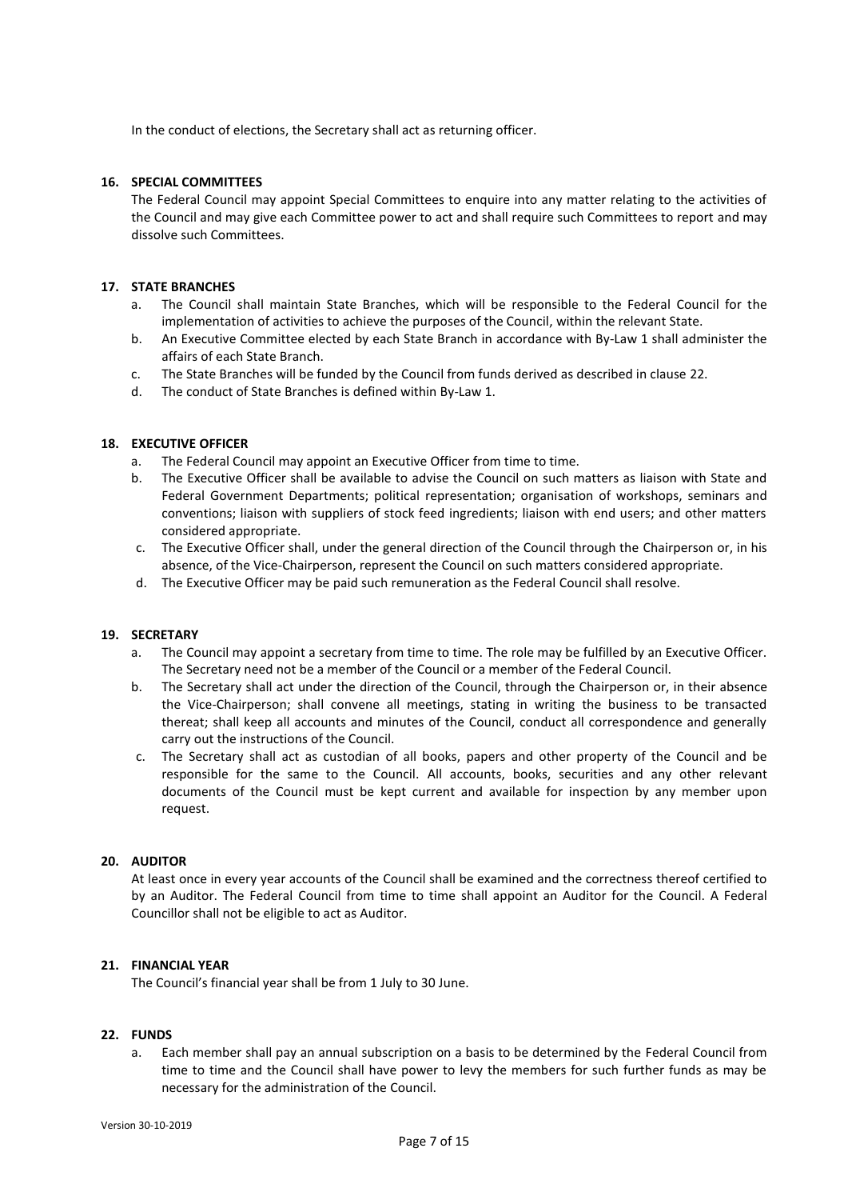In the conduct of elections, the Secretary shall act as returning officer.

### 16. SPECIAL COMMITTEES

The Federal Council may appoint Special Committees to enquire into any matter relating to the activities of the Council and may give each Committee power to act and shall require such Committees to report and may dissolve such Committees.

### 17. STATE BRANCHES

a. The Council shall maintain State Branches, which will be responsible to the Federal Council for the implementation of activities to achieve the purposes of the Council, within the relevant State.
b. An Executive Committee elected by each State Branch in accordance with By-Law 1 shall administer the affairs of each State Branch.
c. The State Branches will be funded by the Council from funds derived as described in clause 22.
d. The conduct of State Branches is defined within By-Law 1.

### 18. EXECUTIVE OFFICER

a. The Federal Council may appoint an Executive Officer from time to time.
b. The Executive Officer shall be available to advise the Council on such matters as liaison with State and Federal Government Departments; political representation; organisation of workshops, seminars and conventions; liaison with suppliers of stock feed ingredients; liaison with end users; and other matters considered appropriate.
c. The Executive Officer shall, under the general direction of the Council through the Chairperson or, in his absence, of the Vice-Chairperson, represent the Council on such matters considered appropriate.
d. The Executive Officer may be paid such remuneration as the Federal Council shall resolve.

### 19. SECRETARY

a. The Council may appoint a secretary from time to time. The role may be fulfilled by an Executive Officer. The Secretary need not be a member of the Council or a member of the Federal Council.
b. The Secretary shall act under the direction of the Council, through the Chairperson or, in their absence the Vice-Chairperson; shall convene all meetings, stating in writing the business to be transacted thereat; shall keep all accounts and minutes of the Council, conduct all correspondence and generally carry out the instructions of the Council.
c. The Secretary shall act as custodian of all books, papers and other property of the Council and be responsible for the same to the Council. All accounts, books, securities and any other relevant documents of the Council must be kept current and available for inspection by any member upon request.

### 20. AUDITOR

At least once in every year accounts of the Council shall be examined and the correctness thereof certified to by an Auditor. The Federal Council from time to time shall appoint an Auditor for the Council. A Federal Councillor shall not be eligible to act as Auditor.

### 21. FINANCIAL YEAR

The Council's financial year shall be from 1 July to 30 June.

### 22. FUNDS

a. Each member shall pay an annual subscription on a basis to be determined by the Federal Council from time to time and the Council shall have power to levy the members for such further funds as may be necessary for the administration of the Council.

Version 30-10-2019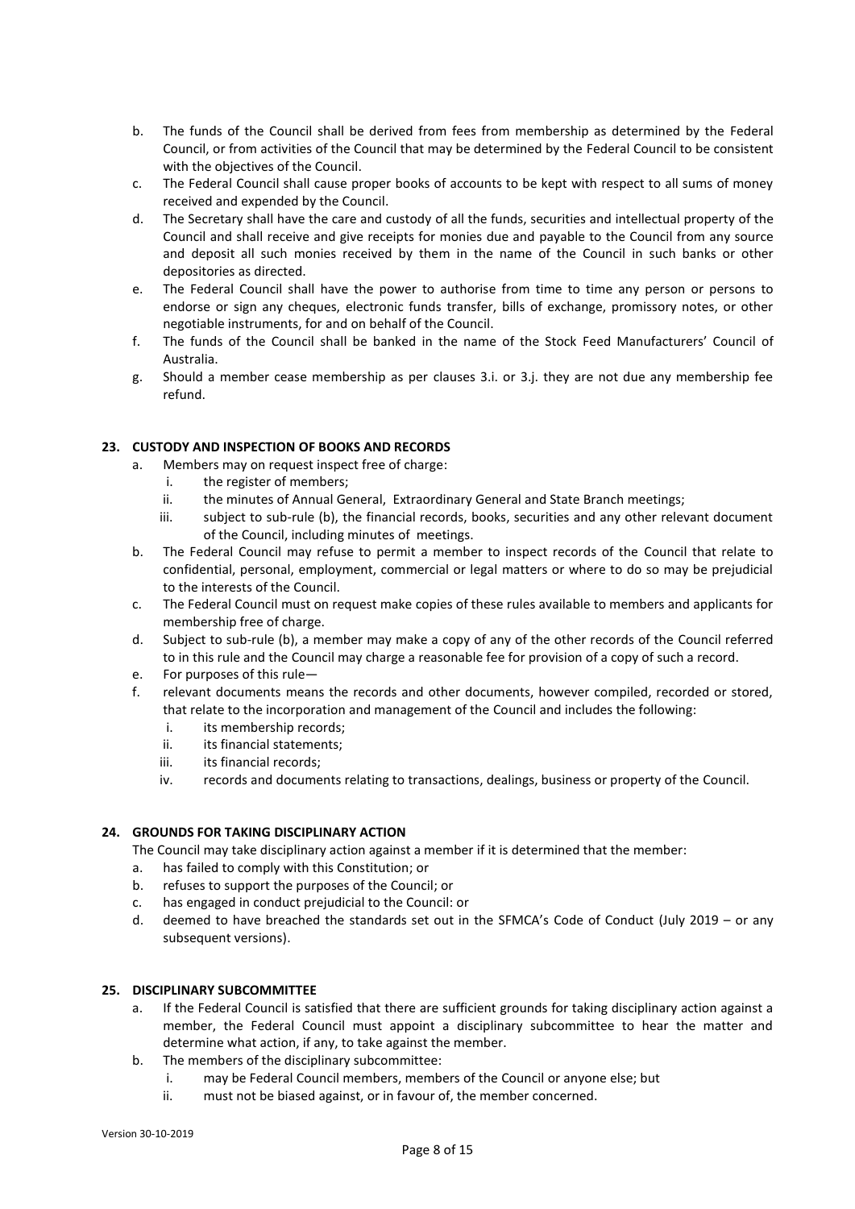b. The funds of the Council shall be derived from fees from membership as determined by the Federal Council, or from activities of the Council that may be determined by the Federal Council to be consistent with the objectives of the Council.

c. The Federal Council shall cause proper books of accounts to be kept with respect to all sums of money received and expended by the Council.

d. The Secretary shall have the care and custody of all the funds, securities and intellectual property of the Council and shall receive and give receipts for monies due and payable to the Council from any source and deposit all such monies received by them in the name of the Council in such banks or other depositories as directed.

e. The Federal Council shall have the power to authorise from time to time any person or persons to endorse or sign any cheques, electronic funds transfer, bills of exchange, promissory notes, or other negotiable instruments, for and on behalf of the Council.

f. The funds of the Council shall be banked in the name of the Stock Feed Manufacturers' Council of Australia.

g. Should a member cease membership as per clauses 3.i. or 3.j. they are not due any membership fee refund.

## 23. CUSTODY AND INSPECTION OF BOOKS AND RECORDS

a. Members may on request inspect free of charge:
   i. the register of members;
   ii. the minutes of Annual General, Extraordinary General and State Branch meetings;
   iii. subject to sub-rule (b), the financial records, books, securities and any other relevant document of the Council, including minutes of meetings.

b. The Federal Council may refuse to permit a member to inspect records of the Council that relate to confidential, personal, employment, commercial or legal matters or where to do so may be prejudicial to the interests of the Council.

c. The Federal Council must on request make copies of these rules available to members and applicants for membership free of charge.

d. Subject to sub-rule (b), a member may make a copy of any of the other records of the Council referred to in this rule and the Council may charge a reasonable fee for provision of a copy of such a record.

e. For purposes of this rule—

f. relevant documents means the records and other documents, however compiled, recorded or stored, that relate to the incorporation and management of the Council and includes the following:
   i. its membership records;
   ii. its financial statements;
   iii. its financial records;
   iv. records and documents relating to transactions, dealings, business or property of the Council.

## 24. GROUNDS FOR TAKING DISCIPLINARY ACTION

The Council may take disciplinary action against a member if it is determined that the member:

a. has failed to comply with this Constitution; or

b. refuses to support the purposes of the Council; or

c. has engaged in conduct prejudicial to the Council: or

d. deemed to have breached the standards set out in the SFMCA's Code of Conduct (July 2019 – or any subsequent versions).

## 25. DISCIPLINARY SUBCOMMITTEE

a. If the Federal Council is satisfied that there are sufficient grounds for taking disciplinary action against a member, the Federal Council must appoint a disciplinary subcommittee to hear the matter and determine what action, if any, to take against the member.

b. The members of the disciplinary subcommittee:
   i. may be Federal Council members, members of the Council or anyone else; but
   ii. must not be biased against, or in favour of, the member concerned.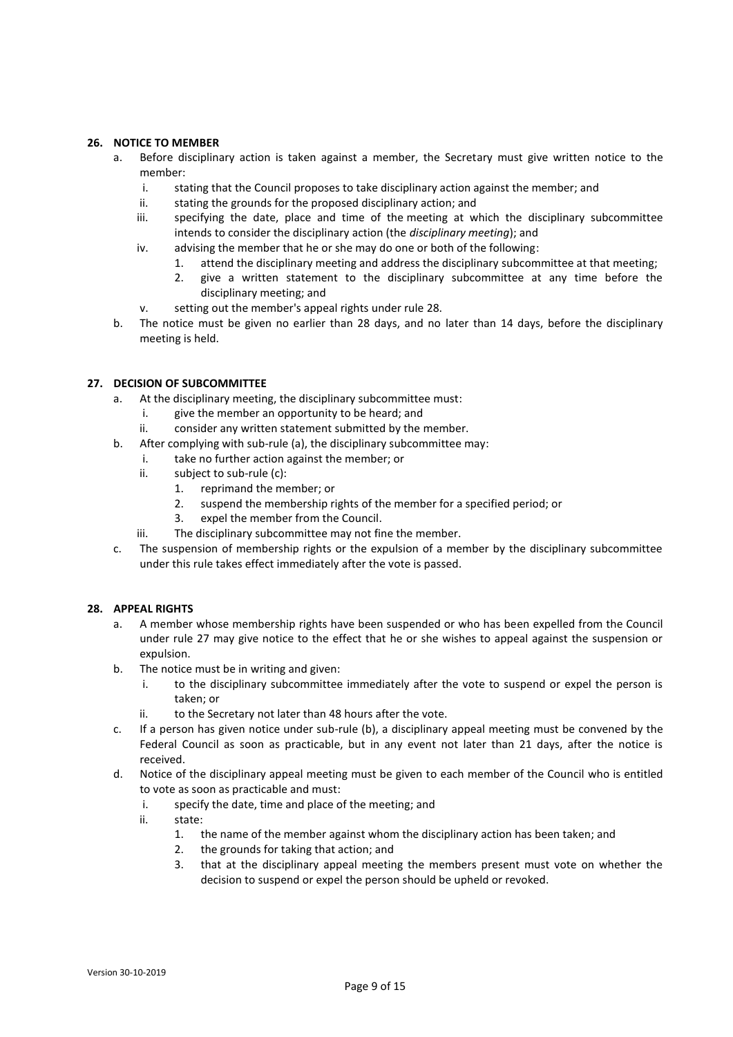### 26. NOTICE TO MEMBER

a. Before disciplinary action is taken against a member, the Secretary must give written notice to the member:
   i. stating that the Council proposes to take disciplinary action against the member; and
   ii. stating the grounds for the proposed disciplinary action; and
   iii. specifying the date, place and time of the meeting at which the disciplinary subcommittee intends to consider the disciplinary action (the *disciplinary meeting*); and
   iv. advising the member that he or she may do one or both of the following:
      1. attend the disciplinary meeting and address the disciplinary subcommittee at that meeting;
      2. give a written statement to the disciplinary subcommittee at any time before the disciplinary meeting; and
   v. setting out the member's appeal rights under rule 28.

b. The notice must be given no earlier than 28 days, and no later than 14 days, before the disciplinary meeting is held.

### 27. DECISION OF SUBCOMMITTEE

a. At the disciplinary meeting, the disciplinary subcommittee must:
   i. give the member an opportunity to be heard; and
   ii. consider any written statement submitted by the member.

b. After complying with sub-rule (a), the disciplinary subcommittee may:
   i. take no further action against the member; or
   ii. subject to sub-rule (c):
      1. reprimand the member; or
      2. suspend the membership rights of the member for a specified period; or
      3. expel the member from the Council.
   iii. The disciplinary subcommittee may not fine the member.

c. The suspension of membership rights or the expulsion of a member by the disciplinary subcommittee under this rule takes effect immediately after the vote is passed.

### 28. APPEAL RIGHTS

a. A member whose membership rights have been suspended or who has been expelled from the Council under rule 27 may give notice to the effect that he or she wishes to appeal against the suspension or expulsion.

b. The notice must be in writing and given:
   i. to the disciplinary subcommittee immediately after the vote to suspend or expel the person is taken; or
   ii. to the Secretary not later than 48 hours after the vote.

c. If a person has given notice under sub-rule (b), a disciplinary appeal meeting must be convened by the Federal Council as soon as practicable, but in any event not later than 21 days, after the notice is received.

d. Notice of the disciplinary appeal meeting must be given to each member of the Council who is entitled to vote as soon as practicable and must:
   i. specify the date, time and place of the meeting; and
   ii. state:
      1. the name of the member against whom the disciplinary action has been taken; and
      2. the grounds for taking that action; and
      3. that at the disciplinary appeal meeting the members present must vote on whether the decision to suspend or expel the person should be upheld or revoked.

Version 30-10-2019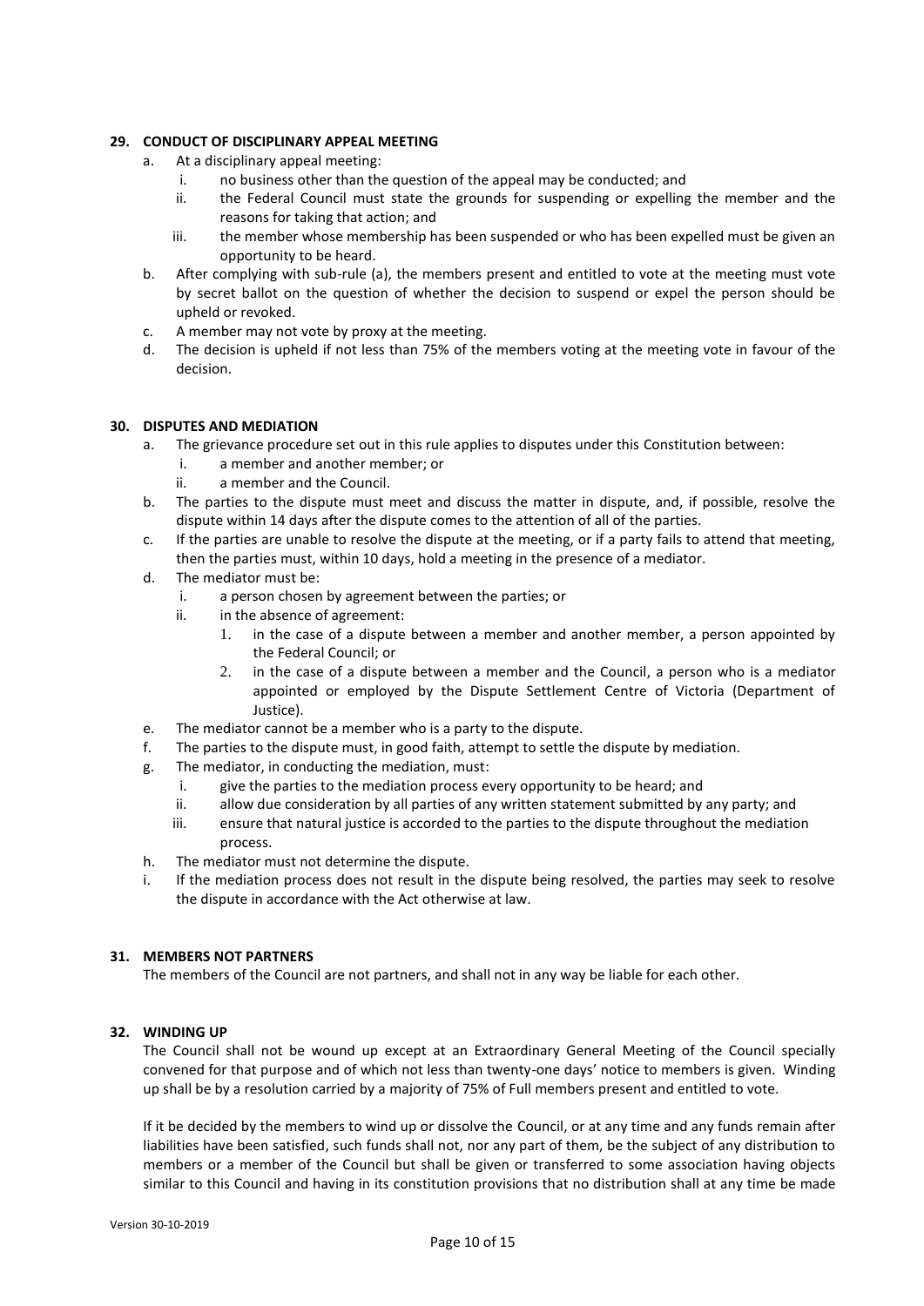### 29. CONDUCT OF DISCIPLINARY APPEAL MEETING

a. At a disciplinary appeal meeting:
   i. no business other than the question of the appeal may be conducted; and
   ii. the Federal Council must state the grounds for suspending or expelling the member and the reasons for taking that action; and
   iii. the member whose membership has been suspended or who has been expelled must be given an opportunity to be heard.

b. After complying with sub-rule (a), the members present and entitled to vote at the meeting must vote by secret ballot on the question of whether the decision to suspend or expel the person should be upheld or revoked.

c. A member may not vote by proxy at the meeting.

d. The decision is upheld if not less than 75% of the members voting at the meeting vote in favour of the decision.

### 30. DISPUTES AND MEDIATION

a. The grievance procedure set out in this rule applies to disputes under this Constitution between:
   i. a member and another member; or
   ii. a member and the Council.

b. The parties to the dispute must meet and discuss the matter in dispute, and, if possible, resolve the dispute within 14 days after the dispute comes to the attention of all of the parties.

c. If the parties are unable to resolve the dispute at the meeting, or if a party fails to attend that meeting, then the parties must, within 10 days, hold a meeting in the presence of a mediator.

d. The mediator must be:
   i. a person chosen by agreement between the parties; or
   ii. in the absence of agreement:
      1. in the case of a dispute between a member and another member, a person appointed by the Federal Council; or
      2. in the case of a dispute between a member and the Council, a person who is a mediator appointed or employed by the Dispute Settlement Centre of Victoria (Department of Justice).

e. The mediator cannot be a member who is a party to the dispute.

f. The parties to the dispute must, in good faith, attempt to settle the dispute by mediation.

g. The mediator, in conducting the mediation, must:
   i. give the parties to the mediation process every opportunity to be heard; and
   ii. allow due consideration by all parties of any written statement submitted by any party; and
   iii. ensure that natural justice is accorded to the parties to the dispute throughout the mediation process.

h. The mediator must not determine the dispute.

i. If the mediation process does not result in the dispute being resolved, the parties may seek to resolve the dispute in accordance with the Act otherwise at law.

### 31. MEMBERS NOT PARTNERS

The members of the Council are not partners, and shall not in any way be liable for each other.

### 32. WINDING UP

The Council shall not be wound up except at an Extraordinary General Meeting of the Council specially convened for that purpose and of which not less than twenty-one days' notice to members is given. Winding up shall be by a resolution carried by a majority of 75% of Full members present and entitled to vote.

If it be decided by the members to wind up or dissolve the Council, or at any time and any funds remain after liabilities have been satisfied, such funds shall not, nor any part of them, be the subject of any distribution to members or a member of the Council but shall be given or transferred to some association having objects similar to this Council and having in its constitution provisions that no distribution shall at any time be made

Version 30-10-2019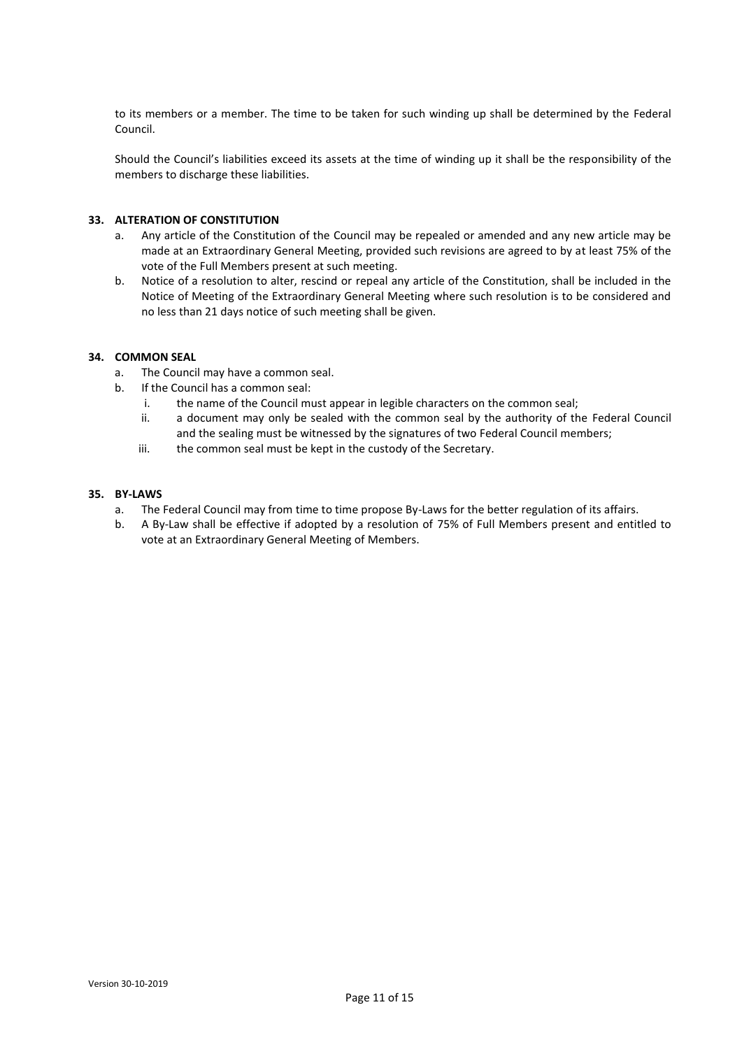to its members or a member. The time to be taken for such winding up shall be determined by the Federal Council.

Should the Council's liabilities exceed its assets at the time of winding up it shall be the responsibility of the members to discharge these liabilities.

### 33. ALTERATION OF CONSTITUTION

a. Any article of the Constitution of the Council may be repealed or amended and any new article may be made at an Extraordinary General Meeting, provided such revisions are agreed to by at least 75% of the vote of the Full Members present at such meeting.

b. Notice of a resolution to alter, rescind or repeal any article of the Constitution, shall be included in the Notice of Meeting of the Extraordinary General Meeting where such resolution is to be considered and no less than 21 days notice of such meeting shall be given.

### 34. COMMON SEAL

a. The Council may have a common seal.

b. If the Council has a common seal:
   i. the name of the Council must appear in legible characters on the common seal;
   ii. a document may only be sealed with the common seal by the authority of the Federal Council and the sealing must be witnessed by the signatures of two Federal Council members;
   iii. the common seal must be kept in the custody of the Secretary.

### 35. BY-LAWS

a. The Federal Council may from time to time propose By-Laws for the better regulation of its affairs.

b. A By-Law shall be effective if adopted by a resolution of 75% of Full Members present and entitled to vote at an Extraordinary General Meeting of Members.

Version 30-10-2019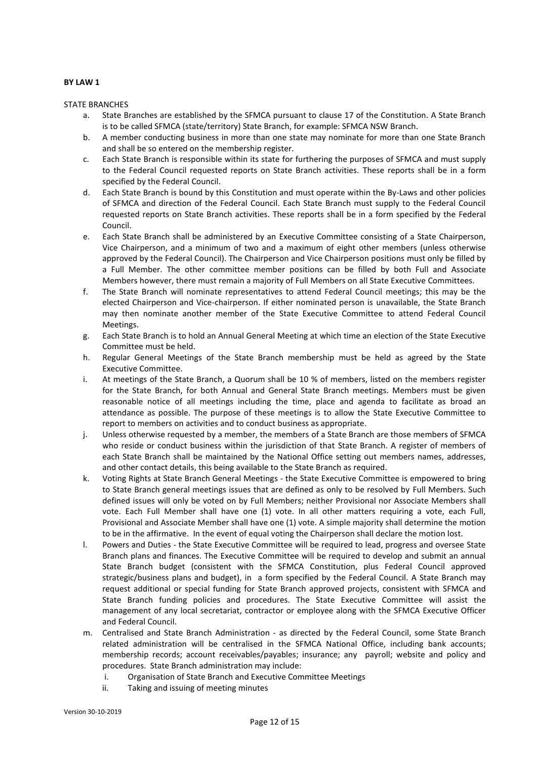**BY LAW 1**

STATE BRANCHES

a. State Branches are established by the SFMCA pursuant to clause 17 of the Constitution. A State Branch is to be called SFMCA (state/territory) State Branch, for example: SFMCA NSW Branch.
b. A member conducting business in more than one state may nominate for more than one State Branch and shall be so entered on the membership register.
c. Each State Branch is responsible within its state for furthering the purposes of SFMCA and must supply to the Federal Council requested reports on State Branch activities. These reports shall be in a form specified by the Federal Council.
d. Each State Branch is bound by this Constitution and must operate within the By-Laws and other policies of SFMCA and direction of the Federal Council. Each State Branch must supply to the Federal Council requested reports on State Branch activities. These reports shall be in a form specified by the Federal Council.
e. Each State Branch shall be administered by an Executive Committee consisting of a State Chairperson, Vice Chairperson, and a minimum of two and a maximum of eight other members (unless otherwise approved by the Federal Council). The Chairperson and Vice Chairperson positions must only be filled by a Full Member. The other committee member positions can be filled by both Full and Associate Members however, there must remain a majority of Full Members on all State Executive Committees.
f. The State Branch will nominate representatives to attend Federal Council meetings; this may be the elected Chairperson and Vice-chairperson. If either nominated person is unavailable, the State Branch may then nominate another member of the State Executive Committee to attend Federal Council Meetings.
g. Each State Branch is to hold an Annual General Meeting at which time an election of the State Executive Committee must be held.
h. Regular General Meetings of the State Branch membership must be held as agreed by the State Executive Committee.
i. At meetings of the State Branch, a Quorum shall be 10 % of members, listed on the members register for the State Branch, for both Annual and General State Branch meetings. Members must be given reasonable notice of all meetings including the time, place and agenda to facilitate as broad an attendance as possible. The purpose of these meetings is to allow the State Executive Committee to report to members on activities and to conduct business as appropriate.
j. Unless otherwise requested by a member, the members of a State Branch are those members of SFMCA who reside or conduct business within the jurisdiction of that State Branch. A register of members of each State Branch shall be maintained by the National Office setting out members names, addresses, and other contact details, this being available to the State Branch as required.
k. Voting Rights at State Branch General Meetings - the State Executive Committee is empowered to bring to State Branch general meetings issues that are defined as only to be resolved by Full Members. Such defined issues will only be voted on by Full Members; neither Provisional nor Associate Members shall vote. Each Full Member shall have one (1) vote. In all other matters requiring a vote, each Full, Provisional and Associate Member shall have one (1) vote. A simple majority shall determine the motion to be in the affirmative. In the event of equal voting the Chairperson shall declare the motion lost.
l. Powers and Duties - the State Executive Committee will be required to lead, progress and oversee State Branch plans and finances. The Executive Committee will be required to develop and submit an annual State Branch budget (consistent with the SFMCA Constitution, plus Federal Council approved strategic/business plans and budget), in a form specified by the Federal Council. A State Branch may request additional or special funding for State Branch approved projects, consistent with SFMCA and State Branch funding policies and procedures. The State Executive Committee will assist the management of any local secretariat, contractor or employee along with the SFMCA Executive Officer and Federal Council.
m. Centralised and State Branch Administration - as directed by the Federal Council, some State Branch related administration will be centralised in the SFMCA National Office, including bank accounts; membership records; account receivables/payables; insurance; any payroll; website and policy and procedures. State Branch administration may include:
    i. Organisation of State Branch and Executive Committee Meetings
    ii. Taking and issuing of meeting minutes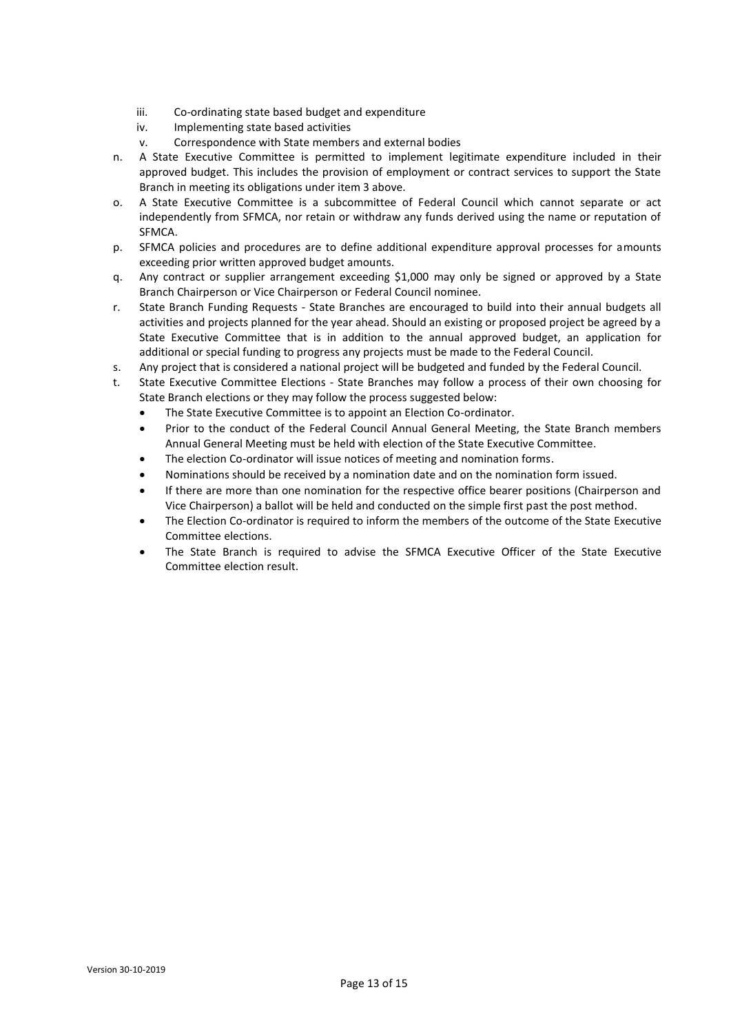iii. Co-ordinating state based budget and expenditure
   iv. Implementing state based activities
   v. Correspondence with State members and external bodies

n. A State Executive Committee is permitted to implement legitimate expenditure included in their approved budget. This includes the provision of employment or contract services to support the State Branch in meeting its obligations under item 3 above.

o. A State Executive Committee is a subcommittee of Federal Council which cannot separate or act independently from SFMCA, nor retain or withdraw any funds derived using the name or reputation of SFMCA.

p. SFMCA policies and procedures are to define additional expenditure approval processes for amounts exceeding prior written approved budget amounts.

q. Any contract or supplier arrangement exceeding $1,000 may only be signed or approved by a State Branch Chairperson or Vice Chairperson or Federal Council nominee.

r. State Branch Funding Requests - State Branches are encouraged to build into their annual budgets all activities and projects planned for the year ahead. Should an existing or proposed project be agreed by a State Executive Committee that is in addition to the annual approved budget, an application for additional or special funding to progress any projects must be made to the Federal Council.

s. Any project that is considered a national project will be budgeted and funded by the Federal Council.

t. State Executive Committee Elections - State Branches may follow a process of their own choosing for State Branch elections or they may follow the process suggested below:
   - The State Executive Committee is to appoint an Election Co-ordinator.
   - Prior to the conduct of the Federal Council Annual General Meeting, the State Branch members Annual General Meeting must be held with election of the State Executive Committee.
   - The election Co-ordinator will issue notices of meeting and nomination forms.
   - Nominations should be received by a nomination date and on the nomination form issued.
   - If there are more than one nomination for the respective office bearer positions (Chairperson and Vice Chairperson) a ballot will be held and conducted on the simple first past the post method.
   - The Election Co-ordinator is required to inform the members of the outcome of the State Executive Committee elections.
   - The State Branch is required to advise the SFMCA Executive Officer of the State Executive Committee election result.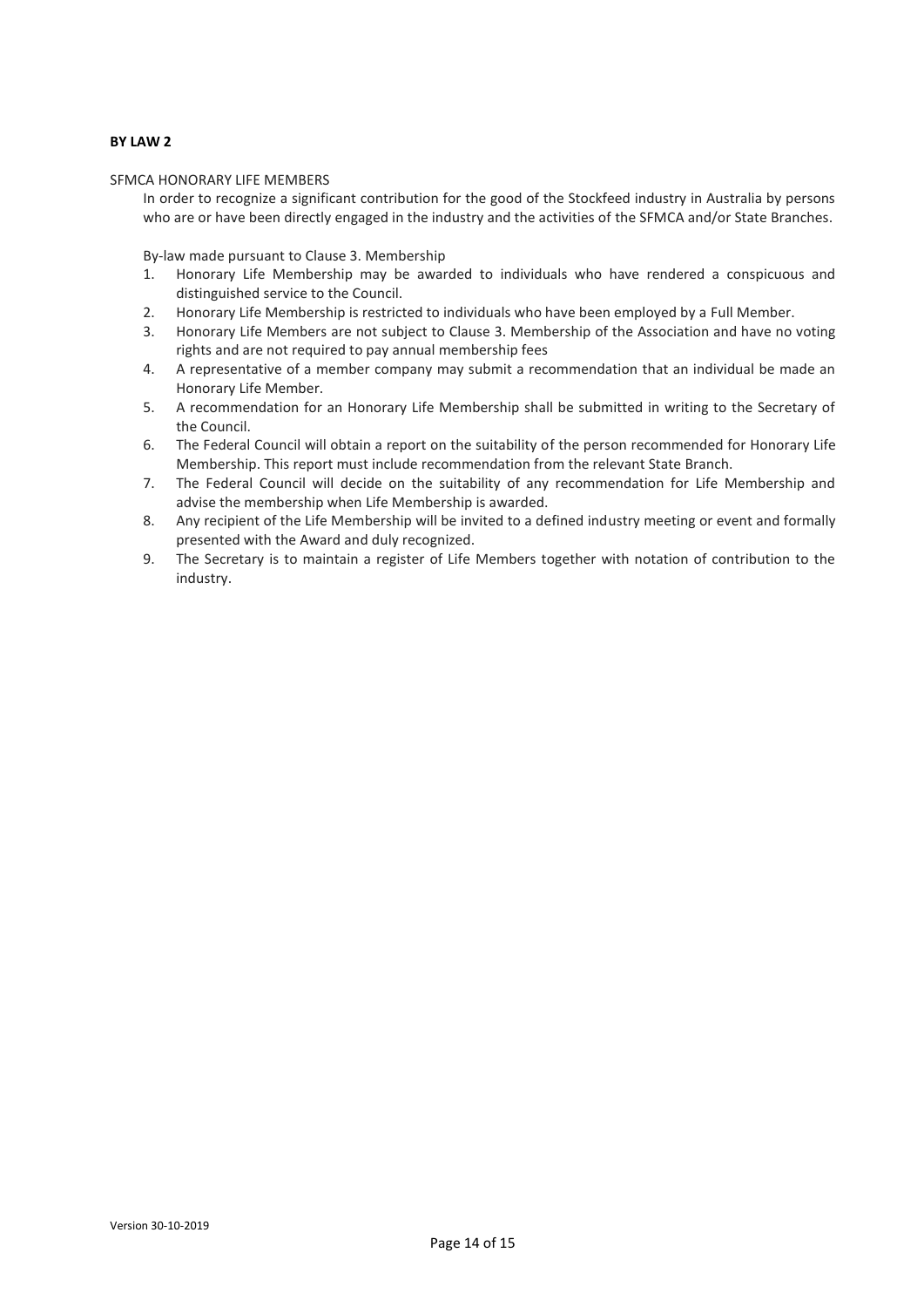**BY LAW 2**

SFMCA HONORARY LIFE MEMBERS

In order to recognize a significant contribution for the good of the Stockfeed industry in Australia by persons who are or have been directly engaged in the industry and the activities of the SFMCA and/or State Branches.

By-law made pursuant to Clause 3. Membership

1. Honorary Life Membership may be awarded to individuals who have rendered a conspicuous and distinguished service to the Council.
2. Honorary Life Membership is restricted to individuals who have been employed by a Full Member.
3. Honorary Life Members are not subject to Clause 3. Membership of the Association and have no voting rights and are not required to pay annual membership fees
4. A representative of a member company may submit a recommendation that an individual be made an Honorary Life Member.
5. A recommendation for an Honorary Life Membership shall be submitted in writing to the Secretary of the Council.
6. The Federal Council will obtain a report on the suitability of the person recommended for Honorary Life Membership. This report must include recommendation from the relevant State Branch.
7. The Federal Council will decide on the suitability of any recommendation for Life Membership and advise the membership when Life Membership is awarded.
8. Any recipient of the Life Membership will be invited to a defined industry meeting or event and formally presented with the Award and duly recognized.
9. The Secretary is to maintain a register of Life Members together with notation of contribution to the industry.

Version 30-10-2019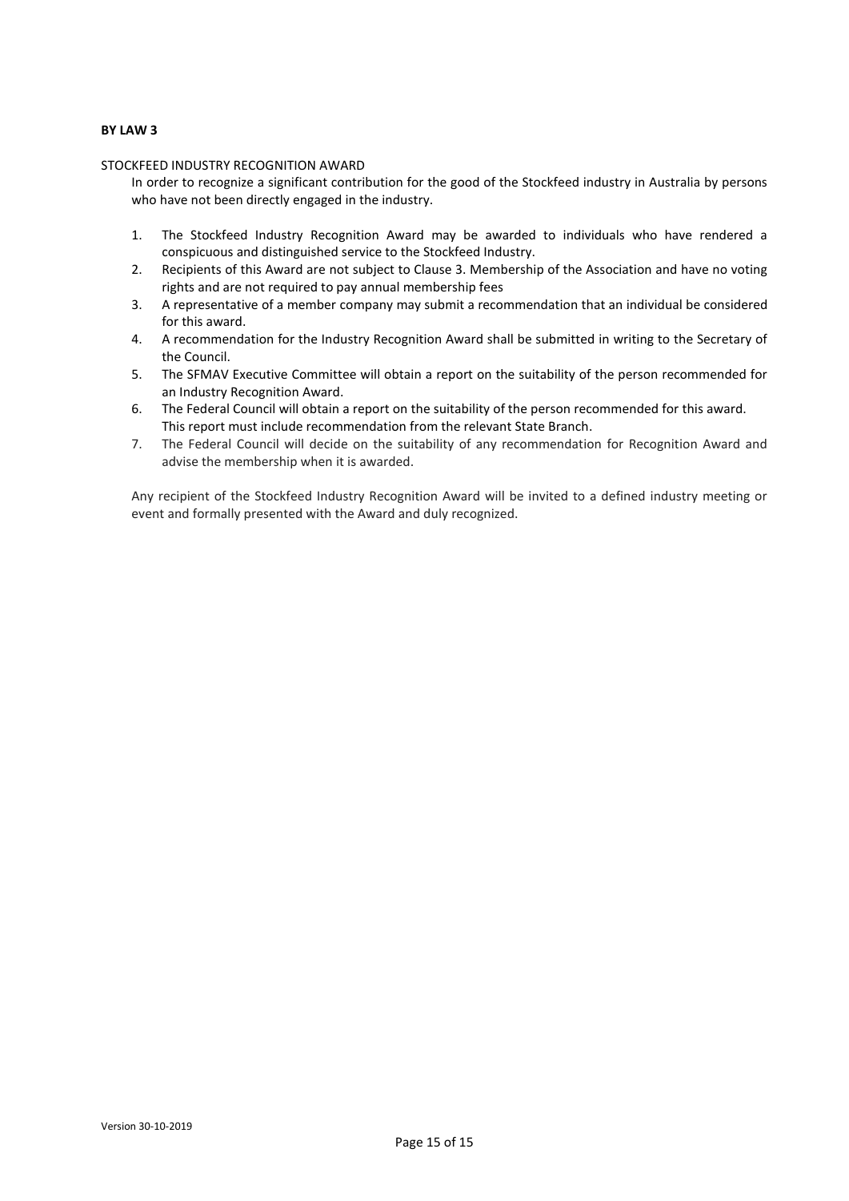**BY LAW 3**

STOCKFEED INDUSTRY RECOGNITION AWARD

In order to recognize a significant contribution for the good of the Stockfeed industry in Australia by persons who have not been directly engaged in the industry.

1. The Stockfeed Industry Recognition Award may be awarded to individuals who have rendered a conspicuous and distinguished service to the Stockfeed Industry.
2. Recipients of this Award are not subject to Clause 3. Membership of the Association and have no voting rights and are not required to pay annual membership fees
3. A representative of a member company may submit a recommendation that an individual be considered for this award.
4. A recommendation for the Industry Recognition Award shall be submitted in writing to the Secretary of the Council.
5. The SFMAV Executive Committee will obtain a report on the suitability of the person recommended for an Industry Recognition Award.
6. The Federal Council will obtain a report on the suitability of the person recommended for this award. This report must include recommendation from the relevant State Branch.
7. The Federal Council will decide on the suitability of any recommendation for Recognition Award and advise the membership when it is awarded.

Any recipient of the Stockfeed Industry Recognition Award will be invited to a defined industry meeting or event and formally presented with the Award and duly recognized.

Version 30-10-2019